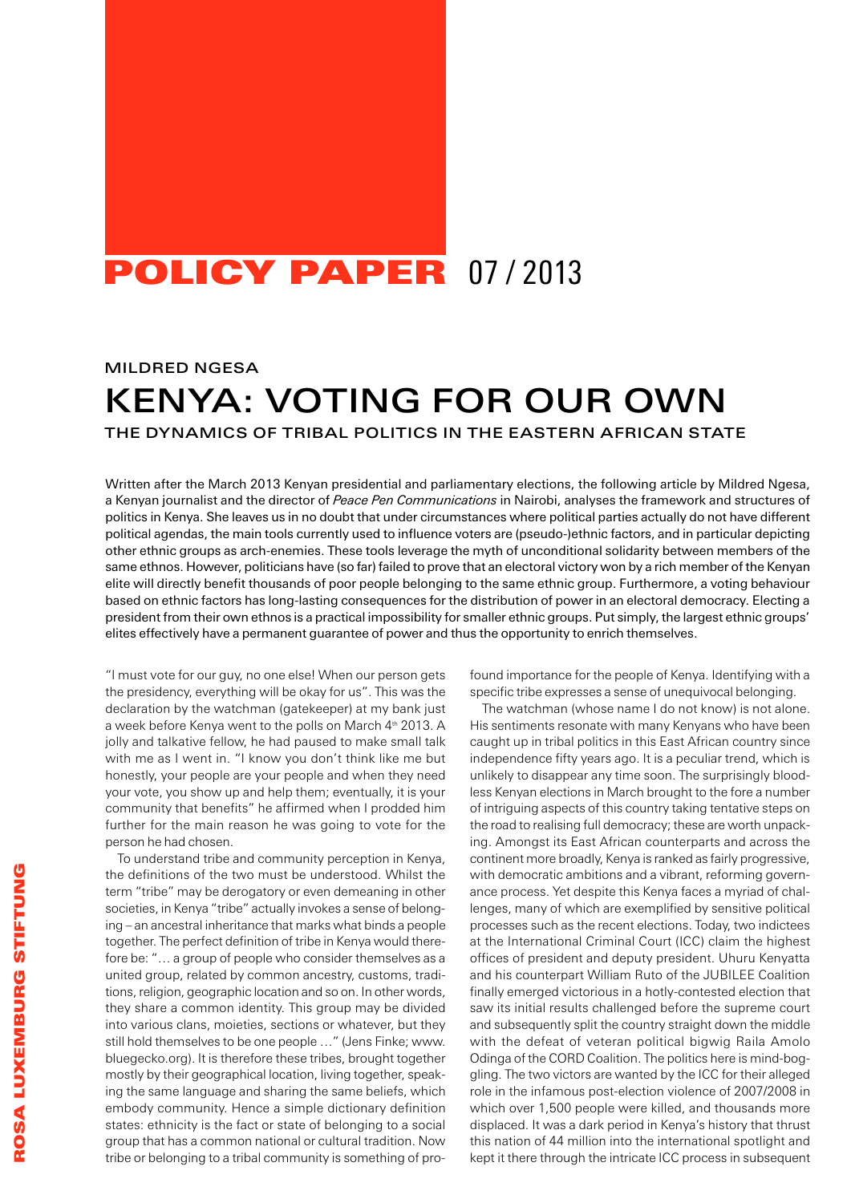**POLICY PAPER** 07 / 2013

MILDRED NGESA

# KENYA: VOTING FOR OUR OWN

## THE DYNAMICS OF TRIBAL POLITICS IN THE EASTERN AFRICAN STATE

Written after the March 2013 Kenyan presidential and parliamentary elections, the following article by Mildred Ngesa, a Kenyan journalist and the director of *Peace Pen Communications* in Nairobi, analyses the framework and structures of politics in Kenya. She leaves us in no doubt that under circumstances where political parties actually do not have different political agendas, the main tools currently used to influence voters are (pseudo-)ethnic factors, and in particular depicting other ethnic groups as arch-enemies. These tools leverage the myth of unconditional solidarity between members of the same ethnos. However, politicians have (so far) failed to prove that an electoral victory won by a rich member of the Kenyan elite will directly benefit thousands of poor people belonging to the same ethnic group. Furthermore, a voting behaviour based on ethnic factors has long-lasting consequences for the distribution of power in an electoral democracy. Electing a president from their own ethnos is a practical impossibility for smaller ethnic groups. Put simply, the largest ethnic groups' elites effectively have a permanent guarantee of power and thus the opportunity to enrich themselves.

"I must vote for our guy, no one else! When our person gets the presidency, everything will be okay for us". This was the declaration by the watchman (gatekeeper) at my bank just a week before Kenya went to the polls on March 4th 2013. A jolly and talkative fellow, he had paused to make small talk with me as I went in. "I know you don't think like me but honestly, your people are your people and when they need your vote, you show up and help them; eventually, it is your community that benefits" he affirmed when I prodded him further for the main reason he was going to vote for the person he had chosen.

To understand tribe and community perception in Kenya, the definitions of the two must be understood. Whilst the term "tribe" may be derogatory or even demeaning in other societies, in Kenya "tribe" actually invokes a sense of belonging – an ancestral inheritance that marks what binds a people together. The perfect definition of tribe in Kenya would therefore be: "… a group of people who consider themselves as a united group, related by common ancestry, customs, traditions, religion, geographic location and so on. In other words, they share a common identity. This group may be divided into various clans, moieties, sections or whatever, but they still hold themselves to be one people …" (Jens Finke; www.bluegecko.org). It is therefore these tribes, brought together mostly by their geographical location, living together, speaking the same language and sharing the same beliefs, which embody community. Hence a simple dictionary definition states: ethnicity is the fact or state of belonging to a social group that has a common national or cultural tradition. Now tribe or belonging to a tribal community is something of profound importance for the people of Kenya. Identifying with a specific tribe expresses a sense of unequivocal belonging.

The watchman (whose name I do not know) is not alone. His sentiments resonate with many Kenyans who have been caught up in tribal politics in this East African country since independence fifty years ago. It is a peculiar trend, which is unlikely to disappear any time soon. The surprisingly bloodless Kenyan elections in March brought to the fore a number of intriguing aspects of this country taking tentative steps on the road to realising full democracy; these are worth unpacking. Amongst its East African counterparts and across the continent more broadly, Kenya is ranked as fairly progressive, with democratic ambitions and a vibrant, reforming governance process. Yet despite this Kenya faces a myriad of challenges, many of which are exemplified by sensitive political processes such as the recent elections. Today, two indictees at the International Criminal Court (ICC) claim the highest offices of president and deputy president. Uhuru Kenyatta and his counterpart William Ruto of the JUBILEE Coalition finally emerged victorious in a hotly-contested election that saw its initial results challenged before the supreme court and subsequently split the country straight down the middle with the defeat of veteran political bigwig Raila Amolo Odinga of the CORD Coalition. The politics here is mind-boggling. The two victors are wanted by the ICC for their alleged role in the infamous post-election violence of 2007/2008 in which over 1,500 people were killed, and thousands more displaced. It was a dark period in Kenya's history that thrust this nation of 44 million into the international spotlight and kept it there through the intricate ICC process in subsequent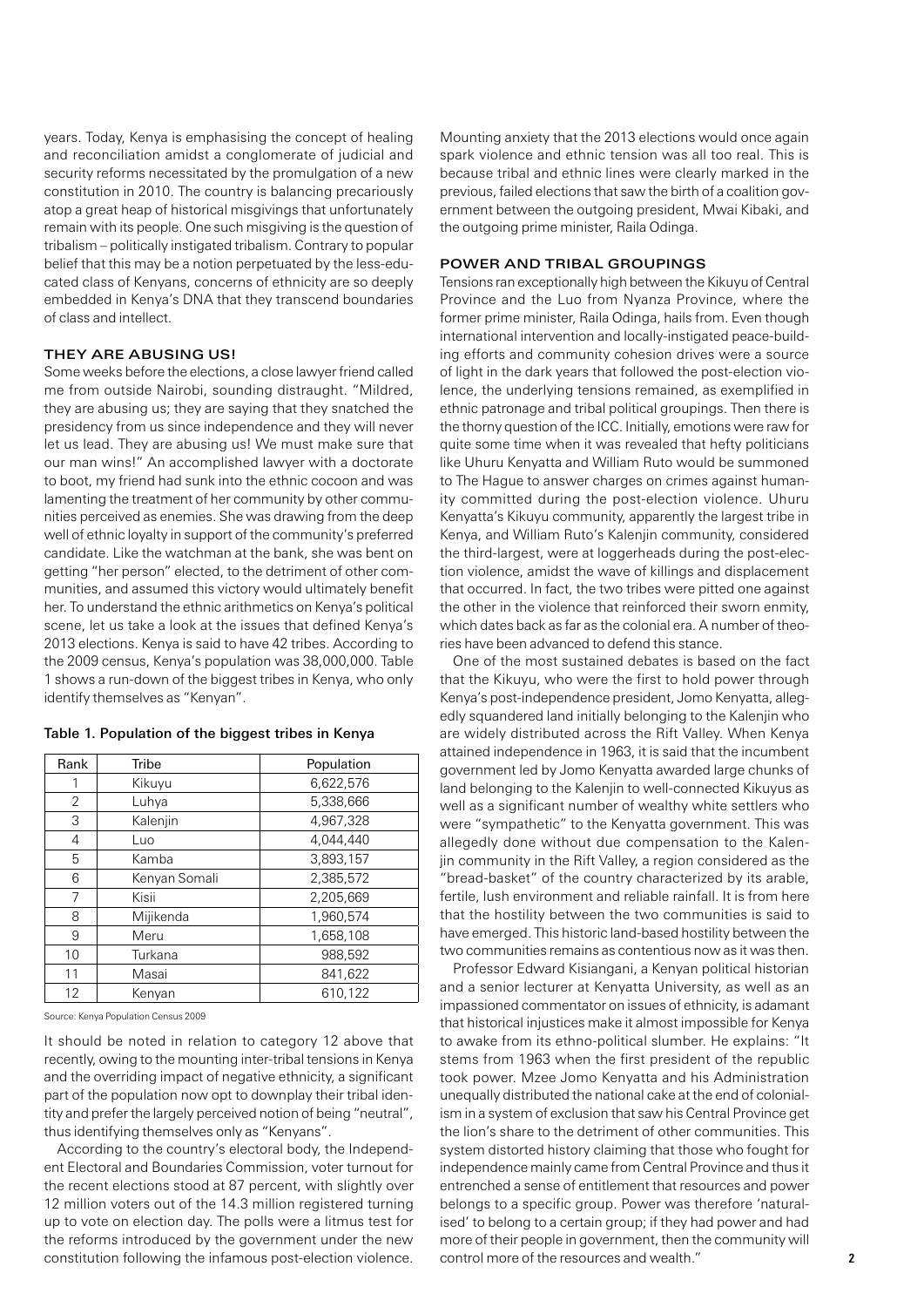years. Today, Kenya is emphasising the concept of healing and reconciliation amidst a conglomerate of judicial and security reforms necessitated by the promulgation of a new constitution in 2010. The country is balancing precariously atop a great heap of historical misgivings that unfortunately remain with its people. One such misgiving is the question of tribalism – politically instigated tribalism. Contrary to popular belief that this may be a notion perpetuated by the less-educated class of Kenyans, concerns of ethnicity are so deeply embedded in Kenya's DNA that they transcend boundaries of class and intellect.

## THEY ARE ABUSING US!

Some weeks before the elections, a close lawyer friend called me from outside Nairobi, sounding distraught. "Mildred, they are abusing us; they are saying that they snatched the presidency from us since independence and they will never let us lead. They are abusing us! We must make sure that our man wins!" An accomplished lawyer with a doctorate to boot, my friend had sunk into the ethnic cocoon and was lamenting the treatment of her community by other communities perceived as enemies. She was drawing from the deep well of ethnic loyalty in support of the community's preferred candidate. Like the watchman at the bank, she was bent on getting "her person" elected, to the detriment of other communities, and assumed this victory would ultimately benefit her. To understand the ethnic arithmetics on Kenya's political scene, let us take a look at the issues that defined Kenya's 2013 elections. Kenya is said to have 42 tribes. According to the 2009 census, Kenya's population was 38,000,000. Table 1 shows a run-down of the biggest tribes in Kenya, who only identify themselves as "Kenyan".

Table 1. Population of the biggest tribes in Kenya

| Rank | Tribe | Population |
|---|---|---|
| 1 | Kikuyu | 6,622,576 |
| 2 | Luhya | 5,338,666 |
| 3 | Kalenjin | 4,967,328 |
| 4 | Luo | 4,044,440 |
| 5 | Kamba | 3,893,157 |
| 6 | Kenyan Somali | 2,385,572 |
| 7 | Kisii | 2,205,669 |
| 8 | Mijikenda | 1,960,574 |
| 9 | Meru | 1,658,108 |
| 10 | Turkana | 988,592 |
| 11 | Masai | 841,622 |
| 12 | Kenyan | 610,122 |

Source: Kenya Population Census 2009

It should be noted in relation to category 12 above that recently, owing to the mounting inter-tribal tensions in Kenya and the overriding impact of negative ethnicity, a significant part of the population now opt to downplay their tribal identity and prefer the largely perceived notion of being "neutral", thus identifying themselves only as "Kenyans".

According to the country's electoral body, the Independent Electoral and Boundaries Commission, voter turnout for the recent elections stood at 87 percent, with slightly over 12 million voters out of the 14.3 million registered turning up to vote on election day. The polls were a litmus test for the reforms introduced by the government under the new constitution following the infamous post-election violence. Mounting anxiety that the 2013 elections would once again spark violence and ethnic tension was all too real. This is because tribal and ethnic lines were clearly marked in the previous, failed elections that saw the birth of a coalition government between the outgoing president, Mwai Kibaki, and the outgoing prime minister, Raila Odinga.

## POWER AND TRIBAL GROUPINGS

Tensions ran exceptionally high between the Kikuyu of Central Province and the Luo from Nyanza Province, where the former prime minister, Raila Odinga, hails from. Even though international intervention and locally-instigated peace-building efforts and community cohesion drives were a source of light in the dark years that followed the post-election violence, the underlying tensions remained, as exemplified in ethnic patronage and tribal political groupings. Then there is the thorny question of the ICC. Initially, emotions were raw for quite some time when it was revealed that hefty politicians like Uhuru Kenyatta and William Ruto would be summoned to The Hague to answer charges on crimes against humanity committed during the post-election violence. Uhuru Kenyatta's Kikuyu community, apparently the largest tribe in Kenya, and William Ruto's Kalenjin community, considered the third-largest, were at loggerheads during the post-election violence, amidst the wave of killings and displacement that occurred. In fact, the two tribes were pitted one against the other in the violence that reinforced their sworn enmity, which dates back as far as the colonial era. A number of theories have been advanced to defend this stance.

One of the most sustained debates is based on the fact that the Kikuyu, who were the first to hold power through Kenya's post-independence president, Jomo Kenyatta, allegedly squandered land initially belonging to the Kalenjin who are widely distributed across the Rift Valley. When Kenya attained independence in 1963, it is said that the incumbent government led by Jomo Kenyatta awarded large chunks of land belonging to the Kalenjin to well-connected Kikuyus as well as a significant number of wealthy white settlers who were "sympathetic" to the Kenyatta government. This was allegedly done without due compensation to the Kalenjin community in the Rift Valley, a region considered as the "bread-basket" of the country characterized by its arable, fertile, lush environment and reliable rainfall. It is from here that the hostility between the two communities is said to have emerged. This historic land-based hostility between the two communities remains as contentious now as it was then.

Professor Edward Kisiangani, a Kenyan political historian and a senior lecturer at Kenyatta University, as well as an impassioned commentator on issues of ethnicity, is adamant that historical injustices make it almost impossible for Kenya to awake from its ethno-political slumber. He explains: "It stems from 1963 when the first president of the republic took power. Mzee Jomo Kenyatta and his Administration unequally distributed the national cake at the end of colonialism in a system of exclusion that saw his Central Province get the lion's share to the detriment of other communities. This system distorted history claiming that those who fought for independence mainly came from Central Province and thus it entrenched a sense of entitlement that resources and power belongs to a specific group. Power was therefore 'naturalised' to belong to a certain group; if they had power and had more of their people in government, then the community will control more of the resources and wealth."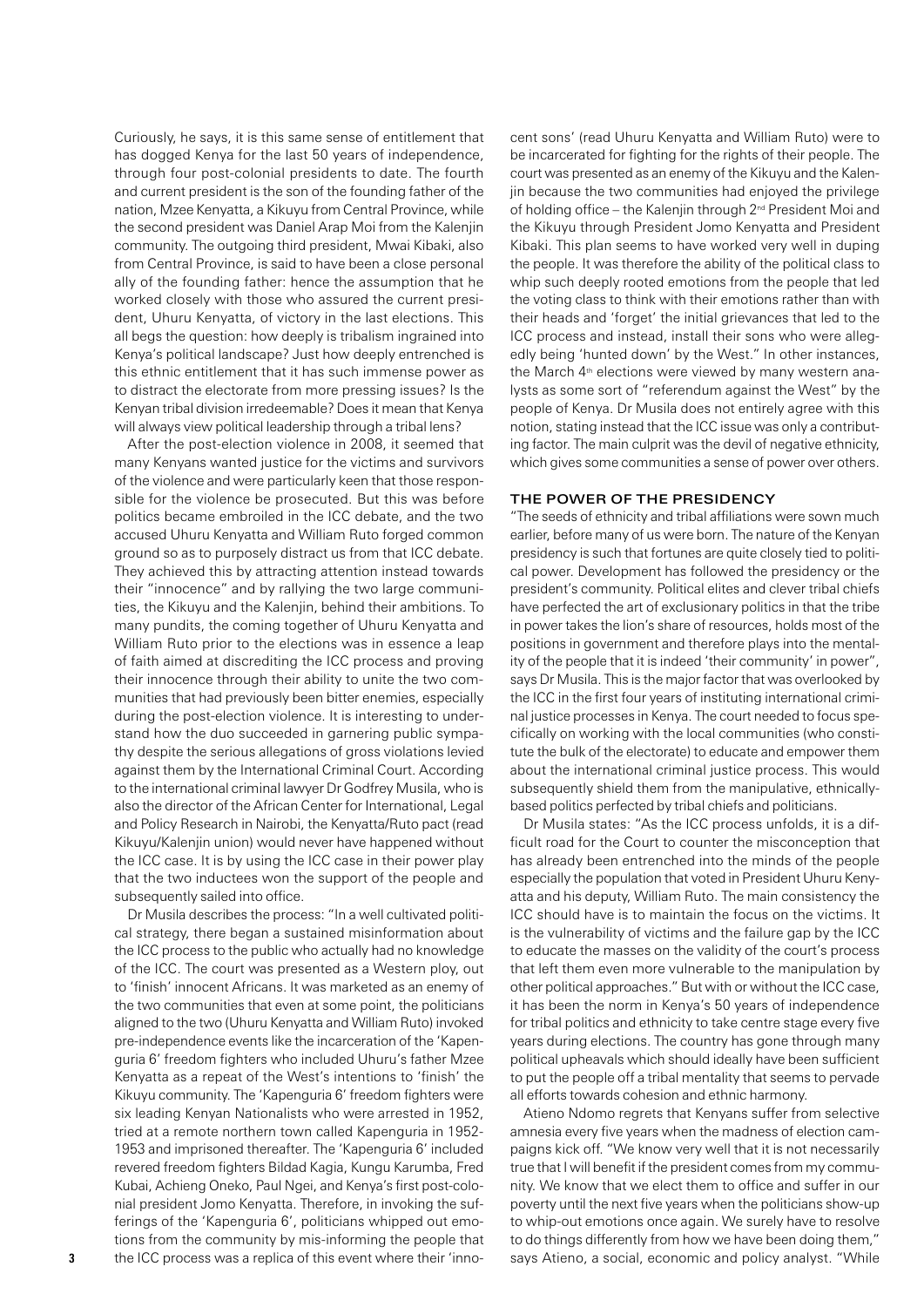Curiously, he says, it is this same sense of entitlement that has dogged Kenya for the last 50 years of independence, through four post-colonial presidents to date. The fourth and current president is the son of the founding father of the nation, Mzee Kenyatta, a Kikuyu from Central Province, while the second president was Daniel Arap Moi from the Kalenjin community. The outgoing third president, Mwai Kibaki, also from Central Province, is said to have been a close personal ally of the founding father: hence the assumption that he worked closely with those who assured the current president, Uhuru Kenyatta, of victory in the last elections. This all begs the question: how deeply is tribalism ingrained into Kenya's political landscape? Just how deeply entrenched is this ethnic entitlement that it has such immense power as to distract the electorate from more pressing issues? Is the Kenyan tribal division irredeemable? Does it mean that Kenya will always view political leadership through a tribal lens?

After the post-election violence in 2008, it seemed that many Kenyans wanted justice for the victims and survivors of the violence and were particularly keen that those responsible for the violence be prosecuted. But this was before politics became embroiled in the ICC debate, and the two accused Uhuru Kenyatta and William Ruto forged common ground so as to purposely distract us from that ICC debate. They achieved this by attracting attention instead towards their "innocence" and by rallying the two large communities, the Kikuyu and the Kalenjin, behind their ambitions. To many pundits, the coming together of Uhuru Kenyatta and William Ruto prior to the elections was in essence a leap of faith aimed at discrediting the ICC process and proving their innocence through their ability to unite the two communities that had previously been bitter enemies, especially during the post-election violence. It is interesting to understand how the duo succeeded in garnering public sympathy despite the serious allegations of gross violations levied against them by the International Criminal Court. According to the international criminal lawyer Dr Godfrey Musila, who is also the director of the African Center for International, Legal and Policy Research in Nairobi, the Kenyatta/Ruto pact (read Kikuyu/Kalenjin union) would never have happened without the ICC case. It is by using the ICC case in their power play that the two inductees won the support of the people and subsequently sailed into office.

Dr Musila describes the process: "In a well cultivated political strategy, there began a sustained misinformation about the ICC process to the public who actually had no knowledge of the ICC. The court was presented as a Western ploy, out to 'finish' innocent Africans. It was marketed as an enemy of the two communities that even at some point, the politicians aligned to the two (Uhuru Kenyatta and William Ruto) invoked pre-independence events like the incarceration of the 'Kapenguria 6' freedom fighters who included Uhuru's father Mzee Kenyatta as a repeat of the West's intentions to 'finish' the Kikuyu community. The 'Kapenguria 6' freedom fighters were six leading Kenyan Nationalists who were arrested in 1952, tried at a remote northern town called Kapenguria in 1952-1953 and imprisoned thereafter. The 'Kapenguria 6' included revered freedom fighters Bildad Kagia, Kungu Karumba, Fred Kubai, Achieng Oneko, Paul Ngei, and Kenya's first post-colonial president Jomo Kenyatta. Therefore, in invoking the sufferings of the 'Kapenguria 6', politicians whipped out emotions from the community by mis-informing the people that the ICC process was a replica of this event where their 'innocent sons' (read Uhuru Kenyatta and William Ruto) were to be incarcerated for fighting for the rights of their people. The court was presented as an enemy of the Kikuyu and the Kalenjin because the two communities had enjoyed the privilege of holding office – the Kalenjin through 2nd President Moi and the Kikuyu through President Jomo Kenyatta and President Kibaki. This plan seems to have worked very well in duping the people. It was therefore the ability of the political class to whip such deeply rooted emotions from the people that led the voting class to think with their emotions rather than with their heads and 'forget' the initial grievances that led to the ICC process and instead, install their sons who were allegedly being 'hunted down' by the West." In other instances, the March 4th elections were viewed by many western analysts as some sort of "referendum against the West" by the people of Kenya. Dr Musila does not entirely agree with this notion, stating instead that the ICC issue was only a contributing factor. The main culprit was the devil of negative ethnicity, which gives some communities a sense of power over others.

### THE POWER OF THE PRESIDENCY

"The seeds of ethnicity and tribal affiliations were sown much earlier, before many of us were born. The nature of the Kenyan presidency is such that fortunes are quite closely tied to political power. Development has followed the presidency or the president's community. Political elites and clever tribal chiefs have perfected the art of exclusionary politics in that the tribe in power takes the lion's share of resources, holds most of the positions in government and therefore plays into the mentality of the people that it is indeed 'their community' in power", says Dr Musila. This is the major factor that was overlooked by the ICC in the first four years of instituting international criminal justice processes in Kenya. The court needed to focus specifically on working with the local communities (who constitute the bulk of the electorate) to educate and empower them about the international criminal justice process. This would subsequently shield them from the manipulative, ethnically-based politics perfected by tribal chiefs and politicians.

Dr Musila states: "As the ICC process unfolds, it is a difficult road for the Court to counter the misconception that has already been entrenched into the minds of the people especially the population that voted in President Uhuru Kenyatta and his deputy, William Ruto. The main consistency the ICC should have is to maintain the focus on the victims. It is the vulnerability of victims and the failure gap by the ICC to educate the masses on the validity of the court's process that left them even more vulnerable to the manipulation by other political approaches." But with or without the ICC case, it has been the norm in Kenya's 50 years of independence for tribal politics and ethnicity to take centre stage every five years during elections. The country has gone through many political upheavals which should ideally have been sufficient to put the people off a tribal mentality that seems to pervade all efforts towards cohesion and ethnic harmony.

Atieno Ndomo regrets that Kenyans suffer from selective amnesia every five years when the madness of election campaigns kick off. "We know very well that it is not necessarily true that I will benefit if the president comes from my community. We know that we elect them to office and suffer in our poverty until the next five years when the politicians show-up to whip-out emotions once again. We surely have to resolve to do things differently from how we have been doing them," says Atieno, a social, economic and policy analyst. "While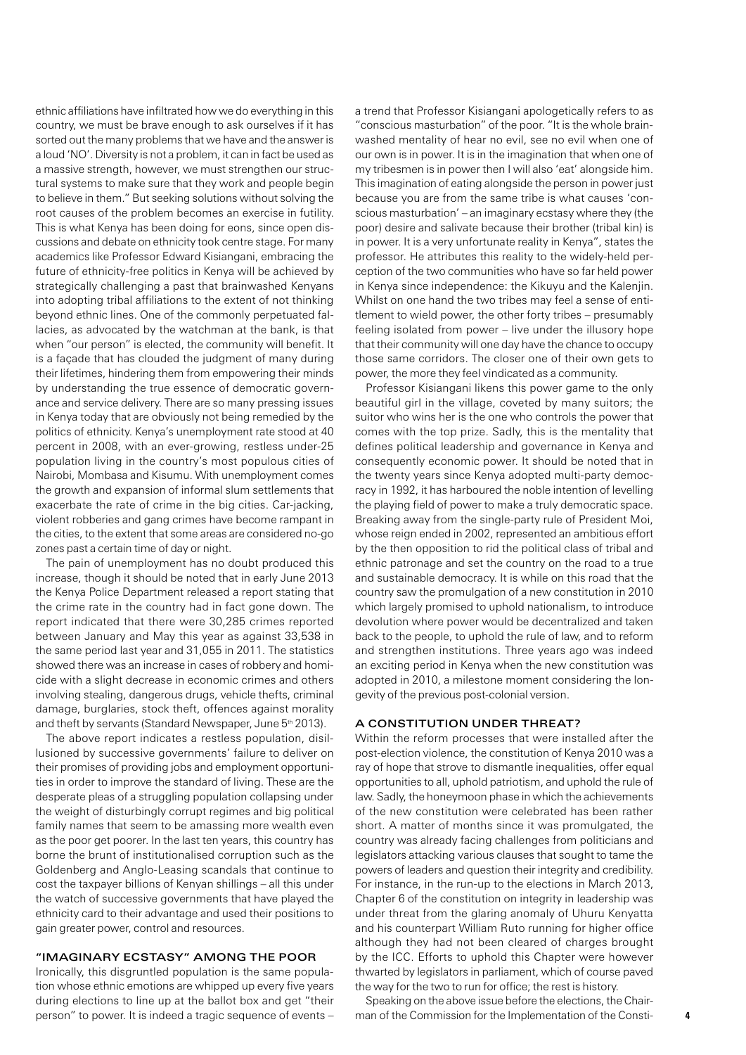ethnic affiliations have infiltrated how we do everything in this country, we must be brave enough to ask ourselves if it has sorted out the many problems that we have and the answer is a loud 'NO'. Diversity is not a problem, it can in fact be used as a massive strength, however, we must strengthen our structural systems to make sure that they work and people begin to believe in them." But seeking solutions without solving the root causes of the problem becomes an exercise in futility. This is what Kenya has been doing for eons, since open discussions and debate on ethnicity took centre stage. For many academics like Professor Edward Kisiangani, embracing the future of ethnicity-free politics in Kenya will be achieved by strategically challenging a past that brainwashed Kenyans into adopting tribal affiliations to the extent of not thinking beyond ethnic lines. One of the commonly perpetuated fallacies, as advocated by the watchman at the bank, is that when "our person" is elected, the community will benefit. It is a façade that has clouded the judgment of many during their lifetimes, hindering them from empowering their minds by understanding the true essence of democratic governance and service delivery. There are so many pressing issues in Kenya today that are obviously not being remedied by the politics of ethnicity. Kenya's unemployment rate stood at 40 percent in 2008, with an ever-growing, restless under-25 population living in the country's most populous cities of Nairobi, Mombasa and Kisumu. With unemployment comes the growth and expansion of informal slum settlements that exacerbate the rate of crime in the big cities. Car-jacking, violent robberies and gang crimes have become rampant in the cities, to the extent that some areas are considered no-go zones past a certain time of day or night.

The pain of unemployment has no doubt produced this increase, though it should be noted that in early June 2013 the Kenya Police Department released a report stating that the crime rate in the country had in fact gone down. The report indicated that there were 30,285 crimes reported between January and May this year as against 33,538 in the same period last year and 31,055 in 2011. The statistics showed there was an increase in cases of robbery and homicide with a slight decrease in economic crimes and others involving stealing, dangerous drugs, vehicle thefts, criminal damage, burglaries, stock theft, offences against morality and theft by servants (Standard Newspaper, June 5th 2013).

The above report indicates a restless population, disillusioned by successive governments' failure to deliver on their promises of providing jobs and employment opportunities in order to improve the standard of living. These are the desperate pleas of a struggling population collapsing under the weight of disturbingly corrupt regimes and big political family names that seem to be amassing more wealth even as the poor get poorer. In the last ten years, this country has borne the brunt of institutionalised corruption such as the Goldenberg and Anglo-Leasing scandals that continue to cost the taxpayer billions of Kenyan shillings – all this under the watch of successive governments that have played the ethnicity card to their advantage and used their positions to gain greater power, control and resources.

## "IMAGINARY ECSTASY" AMONG THE POOR

Ironically, this disgruntled population is the same population whose ethnic emotions are whipped up every five years during elections to line up at the ballot box and get "their person" to power. It is indeed a tragic sequence of events – a trend that Professor Kisiangani apologetically refers to as "conscious masturbation" of the poor. "It is the whole brainwashed mentality of hear no evil, see no evil when one of our own is in power. It is in the imagination that when one of my tribesmen is in power then I will also 'eat' alongside him. This imagination of eating alongside the person in power just because you are from the same tribe is what causes 'conscious masturbation' – an imaginary ecstasy where they (the poor) desire and salivate because their brother (tribal kin) is in power. It is a very unfortunate reality in Kenya", states the professor. He attributes this reality to the widely-held perception of the two communities who have so far held power in Kenya since independence: the Kikuyu and the Kalenjin. Whilst on one hand the two tribes may feel a sense of entitlement to wield power, the other forty tribes – presumably feeling isolated from power – live under the illusory hope that their community will one day have the chance to occupy those same corridors. The closer one of their own gets to power, the more they feel vindicated as a community.

Professor Kisiangani likens this power game to the only beautiful girl in the village, coveted by many suitors; the suitor who wins her is the one who controls the power that comes with the top prize. Sadly, this is the mentality that defines political leadership and governance in Kenya and consequently economic power. It should be noted that in the twenty years since Kenya adopted multi-party democracy in 1992, it has harboured the noble intention of levelling the playing field of power to make a truly democratic space. Breaking away from the single-party rule of President Moi, whose reign ended in 2002, represented an ambitious effort by the then opposition to rid the political class of tribal and ethnic patronage and set the country on the road to a true and sustainable democracy. It is while on this road that the country saw the promulgation of a new constitution in 2010 which largely promised to uphold nationalism, to introduce devolution where power would be decentralized and taken back to the people, to uphold the rule of law, and to reform and strengthen institutions. Three years ago was indeed an exciting period in Kenya when the new constitution was adopted in 2010, a milestone moment considering the longevity of the previous post-colonial version.

## A CONSTITUTION UNDER THREAT?

Within the reform processes that were installed after the post-election violence, the constitution of Kenya 2010 was a ray of hope that strove to dismantle inequalities, offer equal opportunities to all, uphold patriotism, and uphold the rule of law. Sadly, the honeymoon phase in which the achievements of the new constitution were celebrated has been rather short. A matter of months since it was promulgated, the country was already facing challenges from politicians and legislators attacking various clauses that sought to tame the powers of leaders and question their integrity and credibility. For instance, in the run-up to the elections in March 2013, Chapter 6 of the constitution on integrity in leadership was under threat from the glaring anomaly of Uhuru Kenyatta and his counterpart William Ruto running for higher office although they had not been cleared of charges brought by the ICC. Efforts to uphold this Chapter were however thwarted by legislators in parliament, which of course paved the way for the two to run for office; the rest is history.

Speaking on the above issue before the elections, the Chairman of the Commission for the Implementation of the Consti-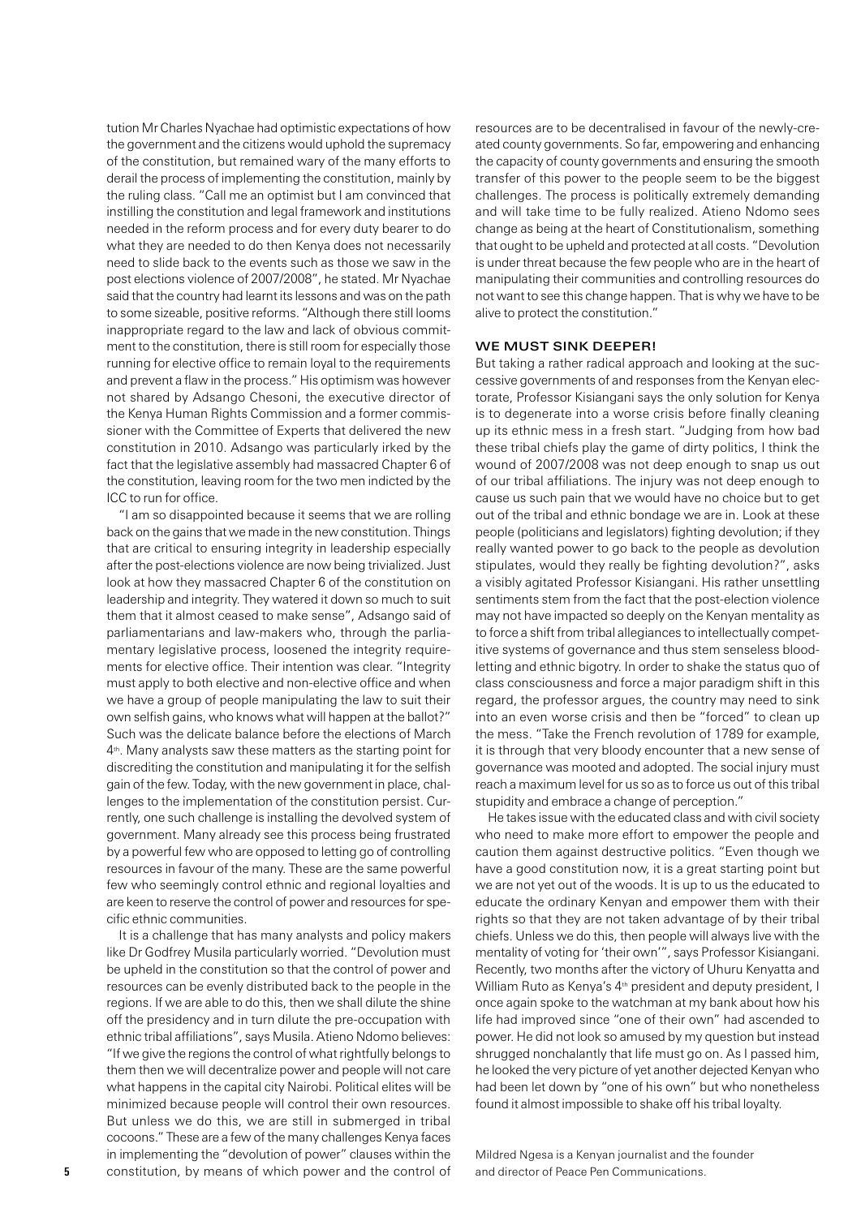tution Mr Charles Nyachae had optimistic expectations of how the government and the citizens would uphold the supremacy of the constitution, but remained wary of the many efforts to derail the process of implementing the constitution, mainly by the ruling class. "Call me an optimist but I am convinced that instilling the constitution and legal framework and institutions needed in the reform process and for every duty bearer to do what they are needed to do then Kenya does not necessarily need to slide back to the events such as those we saw in the post elections violence of 2007/2008", he stated. Mr Nyachae said that the country had learnt its lessons and was on the path to some sizeable, positive reforms. "Although there still looms inappropriate regard to the law and lack of obvious commitment to the constitution, there is still room for especially those running for elective office to remain loyal to the requirements and prevent a flaw in the process." His optimism was however not shared by Adsango Chesoni, the executive director of the Kenya Human Rights Commission and a former commissioner with the Committee of Experts that delivered the new constitution in 2010. Adsango was particularly irked by the fact that the legislative assembly had massacred Chapter 6 of the constitution, leaving room for the two men indicted by the ICC to run for office.

"I am so disappointed because it seems that we are rolling back on the gains that we made in the new constitution. Things that are critical to ensuring integrity in leadership especially after the post-elections violence are now being trivialized. Just look at how they massacred Chapter 6 of the constitution on leadership and integrity. They watered it down so much to suit them that it almost ceased to make sense", Adsango said of parliamentarians and law-makers who, through the parliamentary legislative process, loosened the integrity requirements for elective office. Their intention was clear. "Integrity must apply to both elective and non-elective office and when we have a group of people manipulating the law to suit their own selfish gains, who knows what will happen at the ballot?" Such was the delicate balance before the elections of March 4th. Many analysts saw these matters as the starting point for discrediting the constitution and manipulating it for the selfish gain of the few. Today, with the new government in place, challenges to the implementation of the constitution persist. Currently, one such challenge is installing the devolved system of government. Many already see this process being frustrated by a powerful few who are opposed to letting go of controlling resources in favour of the many. These are the same powerful few who seemingly control ethnic and regional loyalties and are keen to reserve the control of power and resources for specific ethnic communities.

It is a challenge that has many analysts and policy makers like Dr Godfrey Musila particularly worried. "Devolution must be upheld in the constitution so that the control of power and resources can be evenly distributed back to the people in the regions. If we are able to do this, then we shall dilute the shine off the presidency and in turn dilute the pre-occupation with ethnic tribal affiliations", says Musila. Atieno Ndomo believes: "If we give the regions the control of what rightfully belongs to them then we will decentralize power and people will not care what happens in the capital city Nairobi. Political elites will be minimized because people will control their own resources. But unless we do this, we are still in submerged in tribal cocoons." These are a few of the many challenges Kenya faces in implementing the "devolution of power" clauses within the constitution, by means of which power and the control of resources are to be decentralised in favour of the newly-created county governments. So far, empowering and enhancing the capacity of county governments and ensuring the smooth transfer of this power to the people seem to be the biggest challenges. The process is politically extremely demanding and will take time to be fully realized. Atieno Ndomo sees change as being at the heart of Constitutionalism, something that ought to be upheld and protected at all costs. "Devolution is under threat because the few people who are in the heart of manipulating their communities and controlling resources do not want to see this change happen. That is why we have to be alive to protect the constitution."

## WE MUST SINK DEEPER!

But taking a rather radical approach and looking at the successive governments of and responses from the Kenyan electorate, Professor Kisiangani says the only solution for Kenya is to degenerate into a worse crisis before finally cleaning up its ethnic mess in a fresh start. "Judging from how bad these tribal chiefs play the game of dirty politics, I think the wound of 2007/2008 was not deep enough to snap us out of our tribal affiliations. The injury was not deep enough to cause us such pain that we would have no choice but to get out of the tribal and ethnic bondage we are in. Look at these people (politicians and legislators) fighting devolution; if they really wanted power to go back to the people as devolution stipulates, would they really be fighting devolution?", asks a visibly agitated Professor Kisiangani. His rather unsettling sentiments stem from the fact that the post-election violence may not have impacted so deeply on the Kenyan mentality as to force a shift from tribal allegiances to intellectually competitive systems of governance and thus stem senseless bloodletting and ethnic bigotry. In order to shake the status quo of class consciousness and force a major paradigm shift in this regard, the professor argues, the country may need to sink into an even worse crisis and then be "forced" to clean up the mess. "Take the French revolution of 1789 for example, it is through that very bloody encounter that a new sense of governance was mooted and adopted. The social injury must reach a maximum level for us so as to force us out of this tribal stupidity and embrace a change of perception."

He takes issue with the educated class and with civil society who need to make more effort to empower the people and caution them against destructive politics. "Even though we have a good constitution now, it is a great starting point but we are not yet out of the woods. It is up to us the educated to educate the ordinary Kenyan and empower them with their rights so that they are not taken advantage of by their tribal chiefs. Unless we do this, then people will always live with the mentality of voting for 'their own'", says Professor Kisiangani. Recently, two months after the victory of Uhuru Kenyatta and William Ruto as Kenya's 4th president and deputy president, I once again spoke to the watchman at my bank about how his life had improved since "one of their own" had ascended to power. He did not look so amused by my question but instead shrugged nonchalantly that life must go on. As I passed him, he looked the very picture of yet another dejected Kenyan who had been let down by "one of his own" but who nonetheless found it almost impossible to shake off his tribal loyalty.

Mildred Ngesa is a Kenyan journalist and the founder and director of Peace Pen Communications.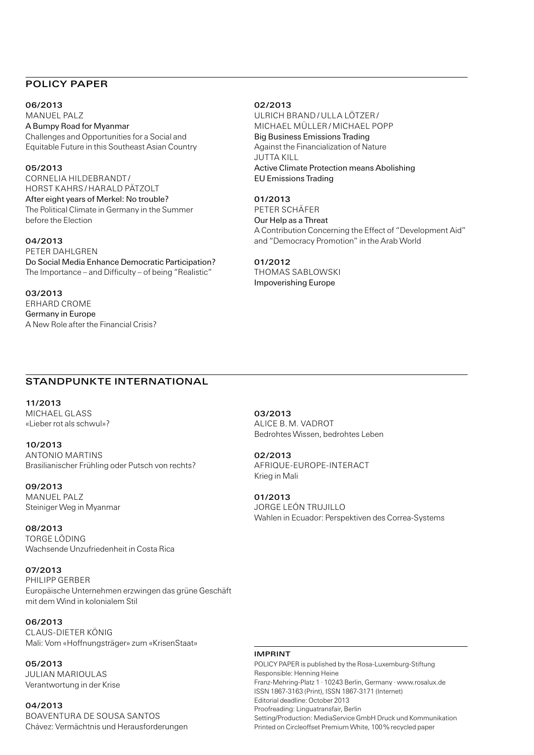## POLICY PAPER

**06/2013**
MANUEL PALZ
A Bumpy Road for Myanmar
Challenges and Opportunities for a Social and Equitable Future in this Southeast Asian Country

**05/2013**
CORNELIA HILDEBRANDT / HORST KAHRS / HARALD PÄTZOLT
After eight years of Merkel: No trouble?
The Political Climate in Germany in the Summer before the Election

**04/2013**
PETER DAHLGREN
Do Social Media Enhance Democratic Participation?
The Importance – and Difficulty – of being "Realistic"

**03/2013**
ERHARD CROME
Germany in Europe
A New Role after the Financial Crisis?

**02/2013**
ULRICH BRAND / ULLA LÖTZER / MICHAEL MÜLLER / MICHAEL POPP
Big Business Emissions Trading
Against the Financialization of Nature
JUTTA KILL
Active Climate Protection means Abolishing EU Emissions Trading

**01/2013**
PETER SCHÄFER
Our Help as a Threat
A Contribution Concerning the Effect of "Development Aid" and "Democracy Promotion" in the Arab World

**01/2012**
THOMAS SABLOWSKI
Impoverishing Europe

## STANDPUNKTE INTERNATIONAL

**11/2013**
MICHAEL GLASS
«Lieber rot als schwul»?

**10/2013**
ANTONIO MARTINS
Brasilianischer Frühling oder Putsch von rechts?

**09/2013**
MANUEL PALZ
Steiniger Weg in Myanmar

**08/2013**
TORGE LÖDING
Wachsende Unzufriedenheit in Costa Rica

**07/2013**
PHILIPP GERBER
Europäische Unternehmen erzwingen das grüne Geschäft mit dem Wind in kolonialem Stil

**06/2013**
CLAUS-DIETER KÖNIG
Mali: Vom «Hoffnungsträger» zum «KrisenStaat»

**05/2013**
JULIAN MARIOULAS
Verantwortung in der Krise

**04/2013**
BOAVENTURA DE SOUSA SANTOS
Chávez: Vermächtnis und Herausforderungen

**03/2013**
ALICE B. M. VADROT
Bedrohtes Wissen, bedrohtes Leben

**02/2013**
AFRIQUE-EUROPE-INTERACT
Krieg in Mali

**01/2013**
JORGE LEÓN TRUJILLO
Wahlen in Ecuador: Perspektiven des Correa-Systems

### IMPRINT

POLICY PAPER is published by the Rosa-Luxemburg-Stiftung
Responsible: Henning Heine
Franz-Mehring-Platz 1 · 10243 Berlin, Germany · www.rosalux.de
ISSN 1867-3163 (Print), ISSN 1867-3171 (Internet)
Editorial deadline: October 2013
Proofreading: Linguatransfair, Berlin
Setting/Production: MediaService GmbH Druck und Kommunikation
Printed on Circleoffset Premium White, 100 % recycled paper